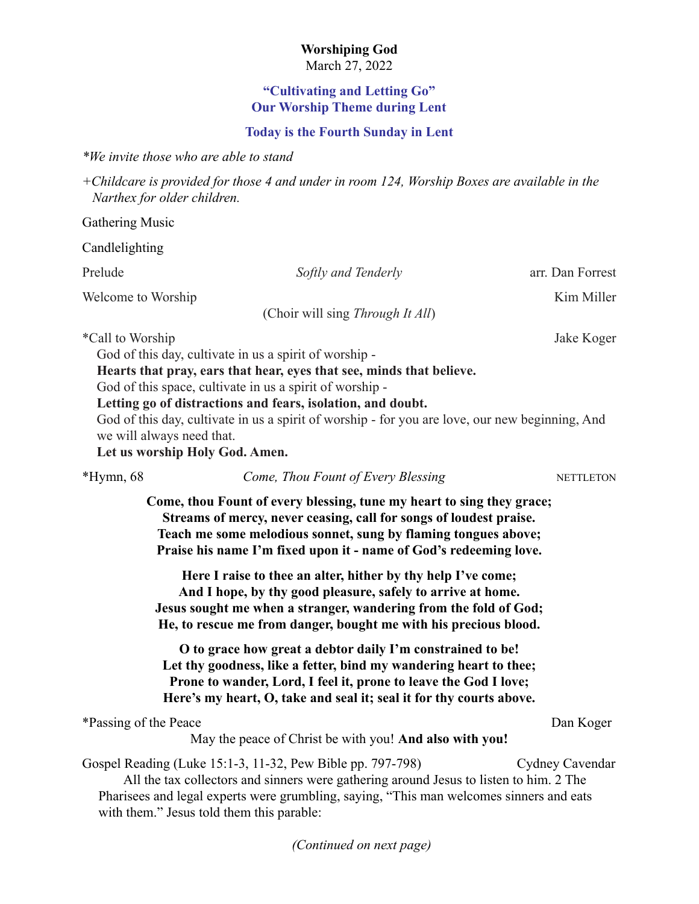**Worshiping God**
March 27, 2022

**"Cultivating and Letting Go"**
**Our Worship Theme during Lent**

**Today is the Fourth Sunday in Lent**

*\*We invite those who are able to stand*

*+Childcare is provided for those 4 and under in room 124, Worship Boxes are available in the Narthex for older children.*

Gathering Music

Candlelighting

Prelude — *Softly and Tenderly* — arr. Dan Forrest

Welcome to Worship — Kim Miller
(Choir will sing *Through It All*)

\*Call to Worship — Jake Koger

God of this day, cultivate in us a spirit of worship -
**Hearts that pray, ears that hear, eyes that see, minds that believe.**
God of this space, cultivate in us a spirit of worship -
**Letting go of distractions and fears, isolation, and doubt.**
God of this day, cultivate in us a spirit of worship - for you are love, our new beginning, And we will always need that.
**Let us worship Holy God. Amen.**

\*Hymn, 68 — *Come, Thou Fount of Every Blessing* — NETTLETON

**Come, thou Fount of every blessing, tune my heart to sing they grace;**
**Streams of mercy, never ceasing, call for songs of loudest praise.**
**Teach me some melodious sonnet, sung by flaming tongues above;**
**Praise his name I'm fixed upon it - name of God's redeeming love.**

**Here I raise to thee an alter, hither by thy help I've come;**
**And I hope, by thy good pleasure, safely to arrive at home.**
**Jesus sought me when a stranger, wandering from the fold of God;**
**He, to rescue me from danger, bought me with his precious blood.**

**O to grace how great a debtor daily I'm constrained to be!**
**Let thy goodness, like a fetter, bind my wandering heart to thee;**
**Prone to wander, Lord, I feel it, prone to leave the God I love;**
**Here's my heart, O, take and seal it; seal it for thy courts above.**

\*Passing of the Peace — Dan Koger

May the peace of Christ be with you! **And also with you!**

Gospel Reading (Luke 15:1-3, 11-32, Pew Bible pp. 797-798) — Cydney Cavendar

All the tax collectors and sinners were gathering around Jesus to listen to him. 2 The Pharisees and legal experts were grumbling, saying, "This man welcomes sinners and eats with them." Jesus told them this parable:

*(Continued on next page)*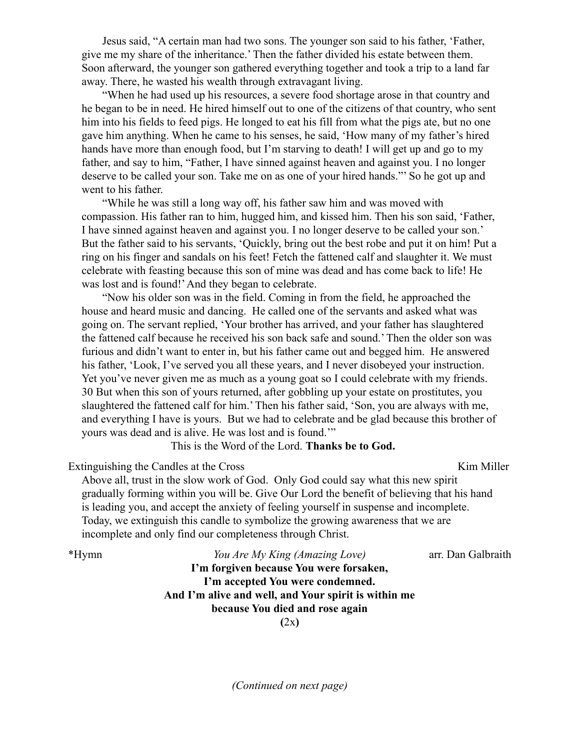Jesus said, “A certain man had two sons. The younger son said to his father, ‘Father, give me my share of the inheritance.’ Then the father divided his estate between them. Soon afterward, the younger son gathered everything together and took a trip to a land far away. There, he wasted his wealth through extravagant living.

“When he had used up his resources, a severe food shortage arose in that country and he began to be in need. He hired himself out to one of the citizens of that country, who sent him into his fields to feed pigs. He longed to eat his fill from what the pigs ate, but no one gave him anything. When he came to his senses, he said, ‘How many of my father’s hired hands have more than enough food, but I’m starving to death! I will get up and go to my father, and say to him, “Father, I have sinned against heaven and against you. I no longer deserve to be called your son. Take me on as one of your hired hands.”’ So he got up and went to his father.

“While he was still a long way off, his father saw him and was moved with compassion. His father ran to him, hugged him, and kissed him. Then his son said, ‘Father, I have sinned against heaven and against you. I no longer deserve to be called your son.’ But the father said to his servants, ‘Quickly, bring out the best robe and put it on him! Put a ring on his finger and sandals on his feet! Fetch the fattened calf and slaughter it. We must celebrate with feasting because this son of mine was dead and has come back to life! He was lost and is found!’ And they began to celebrate.

“Now his older son was in the field. Coming in from the field, he approached the house and heard music and dancing. He called one of the servants and asked what was going on. The servant replied, ‘Your brother has arrived, and your father has slaughtered the fattened calf because he received his son back safe and sound.’ Then the older son was furious and didn’t want to enter in, but his father came out and begged him. He answered his father, ‘Look, I’ve served you all these years, and I never disobeyed your instruction. Yet you’ve never given me as much as a young goat so I could celebrate with my friends. 30 But when this son of yours returned, after gobbling up your estate on prostitutes, you slaughtered the fattened calf for him.’ Then his father said, ‘Son, you are always with me, and everything I have is yours. But we had to celebrate and be glad because this brother of yours was dead and is alive. He was lost and is found.’”

This is the Word of the Lord. **Thanks be to God.**

Extinguishing the Candles at the Cross — Kim Miller

Above all, trust in the slow work of God. Only God could say what this new spirit gradually forming within you will be. Give Our Lord the benefit of believing that his hand is leading you, and accept the anxiety of feeling yourself in suspense and incomplete. Today, we extinguish this candle to symbolize the growing awareness that we are incomplete and only find our completeness through Christ.

*Hymn — *You Are My King (Amazing Love)* — arr. Dan Galbraith

**I’m forgiven because You were forsaken,**
**I’m accepted You were condemned.**
**And I’m alive and well, and Your spirit is within me**
**because You died and rose again**
**(**2x**)**

*(Continued on next page)*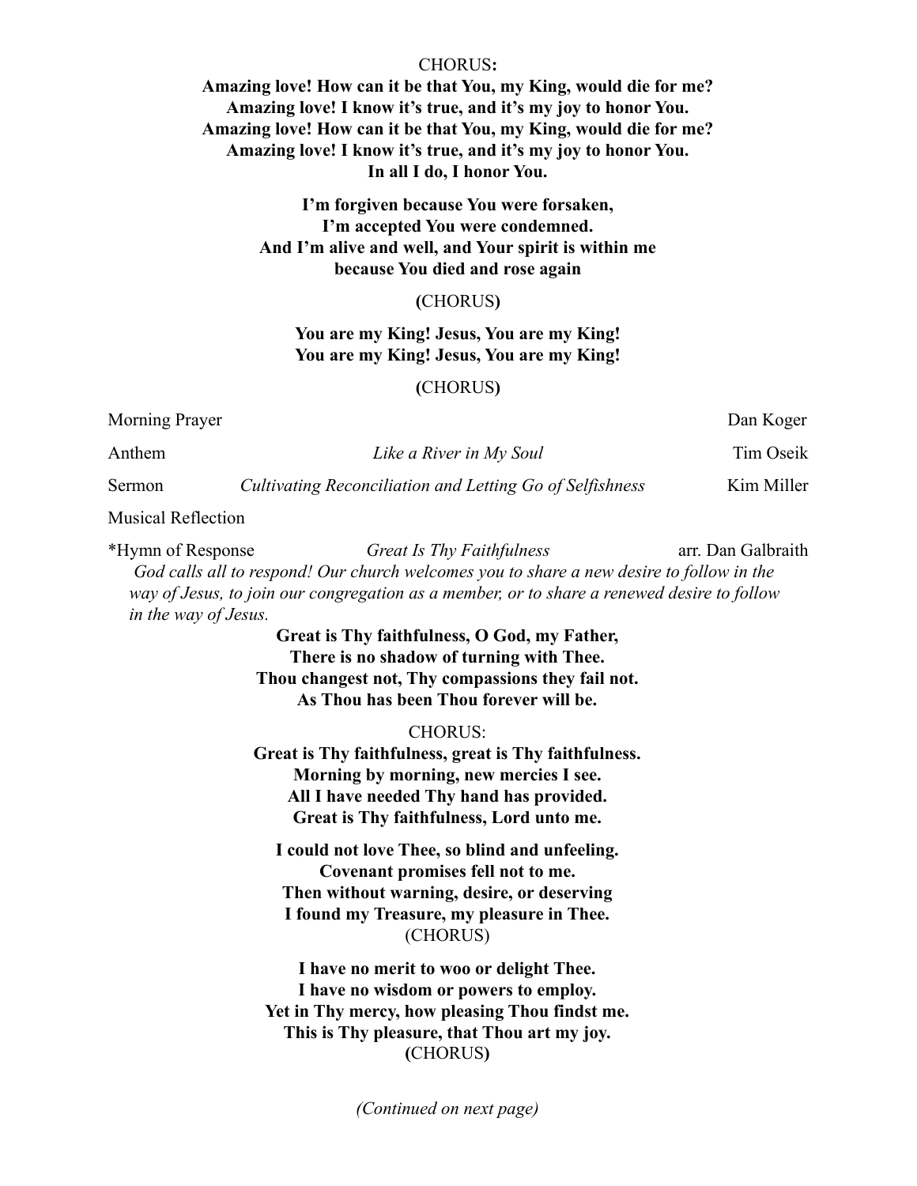CHORUS**:**

**Amazing love! How can it be that You, my King, would die for me?**
**Amazing love! I know it's true, and it's my joy to honor You.**
**Amazing love! How can it be that You, my King, would die for me?**
**Amazing love! I know it's true, and it's my joy to honor You.**
**In all I do, I honor You.**

**I'm forgiven because You were forsaken,**
**I'm accepted You were condemned.**
**And I'm alive and well, and Your spirit is within me**
**because You died and rose again**

**(**CHORUS**)**

**You are my King! Jesus, You are my King!**
**You are my King! Jesus, You are my King!**

**(**CHORUS**)**

| | | |
|---|---|---|
| Morning Prayer | | Dan Koger |
| Anthem | *Like a River in My Soul* | Tim Oseik |
| Sermon | *Cultivating Reconciliation and Letting Go of Selfishness* | Kim Miller |

Musical Reflection

*Hymn of Response *Great Is Thy Faithfulness* arr. Dan Galbraith

*God calls all to respond! Our church welcomes you to share a new desire to follow in the way of Jesus, to join our congregation as a member, or to share a renewed desire to follow in the way of Jesus.*

**Great is Thy faithfulness, O God, my Father,**
**There is no shadow of turning with Thee.**
**Thou changest not, Thy compassions they fail not.**
**As Thou has been Thou forever will be.**

CHORUS:

**Great is Thy faithfulness, great is Thy faithfulness.**
**Morning by morning, new mercies I see.**
**All I have needed Thy hand has provided.**
**Great is Thy faithfulness, Lord unto me.**

**I could not love Thee, so blind and unfeeling.**
**Covenant promises fell not to me.**
**Then without warning, desire, or deserving**
**I found my Treasure, my pleasure in Thee.**
(CHORUS)

**I have no merit to woo or delight Thee.**
**I have no wisdom or powers to employ.**
**Yet in Thy mercy, how pleasing Thou findst me.**
**This is Thy pleasure, that Thou art my joy.**
**(**CHORUS**)**

*(Continued on next page)*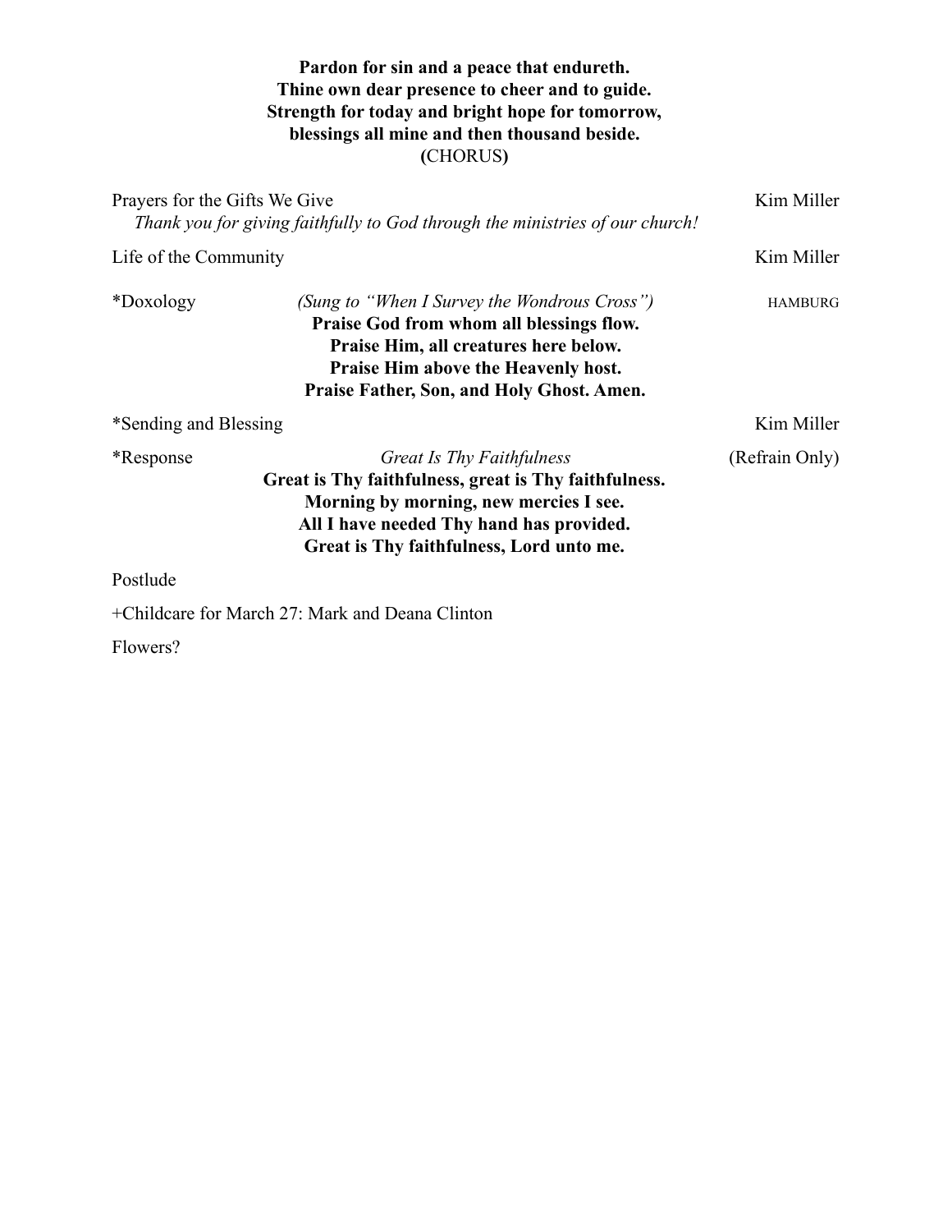**Pardon for sin and a peace that endureth.**
**Thine own dear presence to cheer and to guide.**
**Strength for today and bright hope for tomorrow,**
**blessings all mine and then thousand beside.**
**(**CHORUS**)**

Prayers for the Gifts We Give — Kim Miller

*Thank you for giving faithfully to God through the ministries of our church!*

Life of the Community — Kim Miller

*Doxology — *(Sung to "When I Survey the Wondrous Cross")* — HAMBURG

**Praise God from whom all blessings flow.**
**Praise Him, all creatures here below.**
**Praise Him above the Heavenly host.**
**Praise Father, Son, and Holy Ghost. Amen.**

*Sending and Blessing — Kim Miller

*Response — *Great Is Thy Faithfulness* — (Refrain Only)

**Great is Thy faithfulness, great is Thy faithfulness.**
**Morning by morning, new mercies I see.**
**All I have needed Thy hand has provided.**
**Great is Thy faithfulness, Lord unto me.**

Postlude

+Childcare for March 27: Mark and Deana Clinton

Flowers?